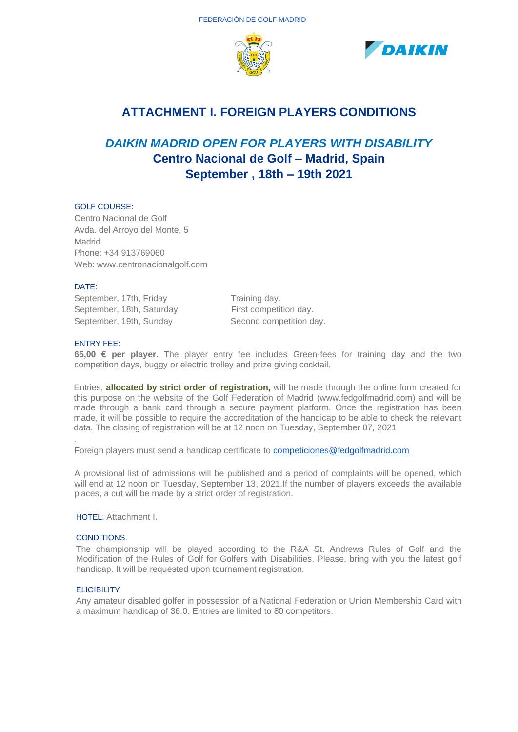FEDERACIÓN DE GOLF MADRID

# ATTACHMENT I. FOREIGN PLAYERS CONDITIONS

## *DAIKIN MADRID OPEN FOR PLAYERS WITH DISABILITY*

## Centro Nacional de Golf – Madrid, Spain

## September , 18th – 19th 2021

GOLF COURSE:

Centro Nacional de Golf
Avda. del Arroyo del Monte, 5
Madrid
Phone: +34 913769060
Web: www.centronacionalgolf.com

DATE:

| | |
|---|---|
| September, 17th, Friday | Training day. |
| September, 18th, Saturday | First competition day. |
| September, 19th, Sunday | Second competition day. |

ENTRY FEE:

**65,00 € per player.** The player entry fee includes Green-fees for training day and the two competition days, buggy or electric trolley and prize giving cocktail.

Entries, **allocated by strict order of registration,** will be made through the online form created for this purpose on the website of the Golf Federation of Madrid (www.fedgolfmadrid.com) and will be made through a bank card through a secure payment platform. Once the registration has been made, it will be possible to require the accreditation of the handicap to be able to check the relevant data. The closing of registration will be at 12 noon on Tuesday, September 07, 2021

.

Foreign players must send a handicap certificate to competiciones@fedgolfmadrid.com

A provisional list of admissions will be published and a period of complaints will be opened, which will end at 12 noon on Tuesday, September 13, 2021.If the number of players exceeds the available places, a cut will be made by a strict order of registration.

HOTEL: Attachment I.

CONDITIONS.

The championship will be played according to the R&A St. Andrews Rules of Golf and the Modification of the Rules of Golf for Golfers with Disabilities. Please, bring with you the latest golf handicap. It will be requested upon tournament registration.

ELIGIBILITY

Any amateur disabled golfer in possession of a National Federation or Union Membership Card with a maximum handicap of 36.0. Entries are limited to 80 competitors.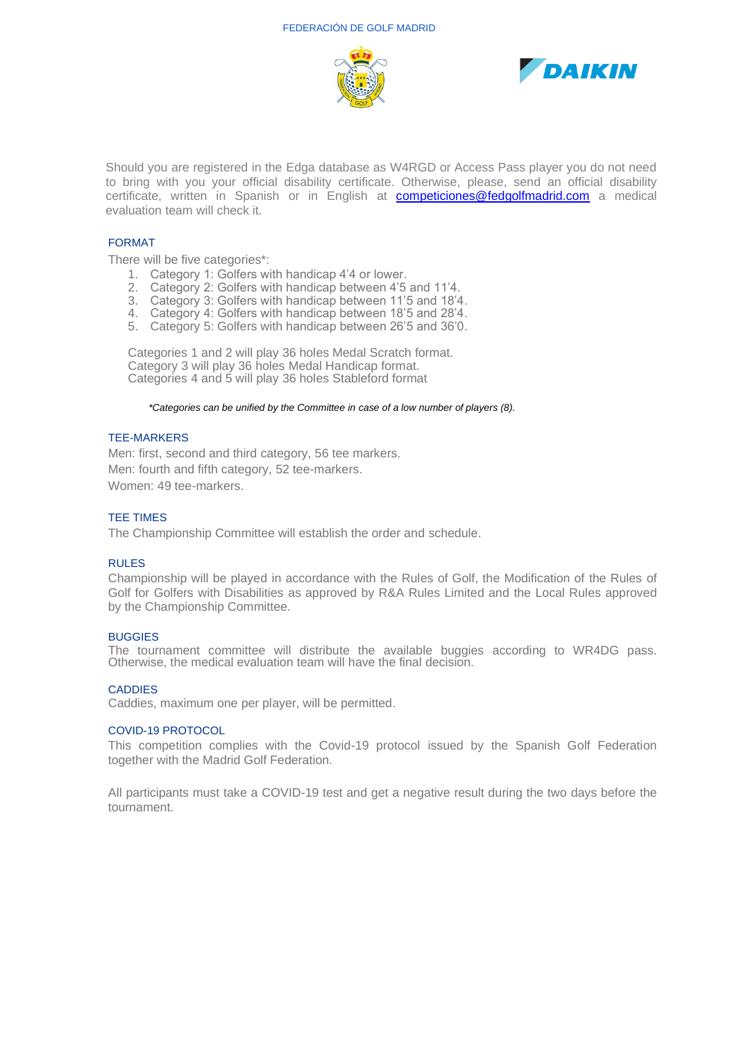Should you are registered in the Edga database as W4RGD or Access Pass player you do not need to bring with you your official disability certificate. Otherwise, please, send an official disability certificate, written in Spanish or in English at competiciones@fedgolfmadrid.com a medical evaluation team will check it.

## FORMAT

There will be five categories*:

1. Category 1: Golfers with handicap 4'4 or lower.
2. Category 2: Golfers with handicap between 4'5 and 11'4.
3. Category 3: Golfers with handicap between 11'5 and 18'4.
4. Category 4: Golfers with handicap between 18'5 and 28'4.
5. Category 5: Golfers with handicap between 26'5 and 36'0.

Categories 1 and 2 will play 36 holes Medal Scratch format.
Category 3 will play 36 holes Medal Handicap format.
Categories 4 and 5 will play 36 holes Stableford format

*\*Categories can be unified by the Committee in case of a low number of players (8).*

## TEE-MARKERS

Men: first, second and third category, 56 tee markers.

Men: fourth and fifth category, 52 tee-markers.

Women: 49 tee-markers.

## TEE TIMES

The Championship Committee will establish the order and schedule.

## RULES

Championship will be played in accordance with the Rules of Golf, the Modification of the Rules of Golf for Golfers with Disabilities as approved by R&A Rules Limited and the Local Rules approved by the Championship Committee.

## BUGGIES

The tournament committee will distribute the available buggies according to WR4DG pass. Otherwise, the medical evaluation team will have the final decision.

## CADDIES

Caddies, maximum one per player, will be permitted.

## COVID-19 PROTOCOL

This competition complies with the Covid-19 protocol issued by the Spanish Golf Federation together with the Madrid Golf Federation.

All participants must take a COVID-19 test and get a negative result during the two days before the tournament.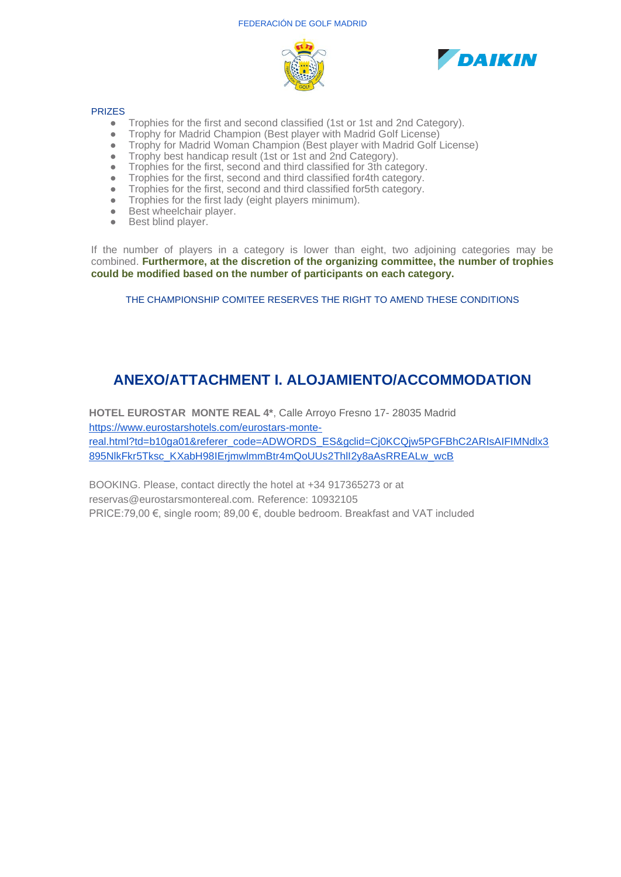PRIZES

- Trophies for the first and second classified (1st or 1st and 2nd Category).
- Trophy for Madrid Champion (Best player with Madrid Golf License)
- Trophy for Madrid Woman Champion (Best player with Madrid Golf License)
- Trophy best handicap result (1st or 1st and 2nd Category).
- Trophies for the first, second and third classified for 3th category.
- Trophies for the first, second and third classified for4th category.
- Trophies for the first, second and third classified for5th category.
- Trophies for the first lady (eight players minimum).
- Best wheelchair player.
- Best blind player.

If the number of players in a category is lower than eight, two adjoining categories may be combined. **Furthermore, at the discretion of the organizing committee, the number of trophies could be modified based on the number of participants on each category.**

THE CHAMPIONSHIP COMITEE RESERVES THE RIGHT TO AMEND THESE CONDITIONS

## ANEXO/ATTACHMENT I. ALOJAMIENTO/ACCOMMODATION

**HOTEL EUROSTAR MONTE REAL 4***, Calle Arroyo Fresno 17- 28035 Madrid
https://www.eurostarshotels.com/eurostars-monte-real.html?td=b10ga01&referer_code=ADWORDS_ES&gclid=Cj0KCQjw5PGFBhC2ARIsAIFIMNdlx3895NlkFkr5Tksc_KXabH98IErjmwlmmBtr4mQoUUs2ThlI2y8aAsRREALw_wcB

BOOKING. Please, contact directly the hotel at +34 917365273 or at reservas@eurostarsmontereal.com. Reference: 10932105
PRICE:79,00 €, single room; 89,00 €, double bedroom. Breakfast and VAT included